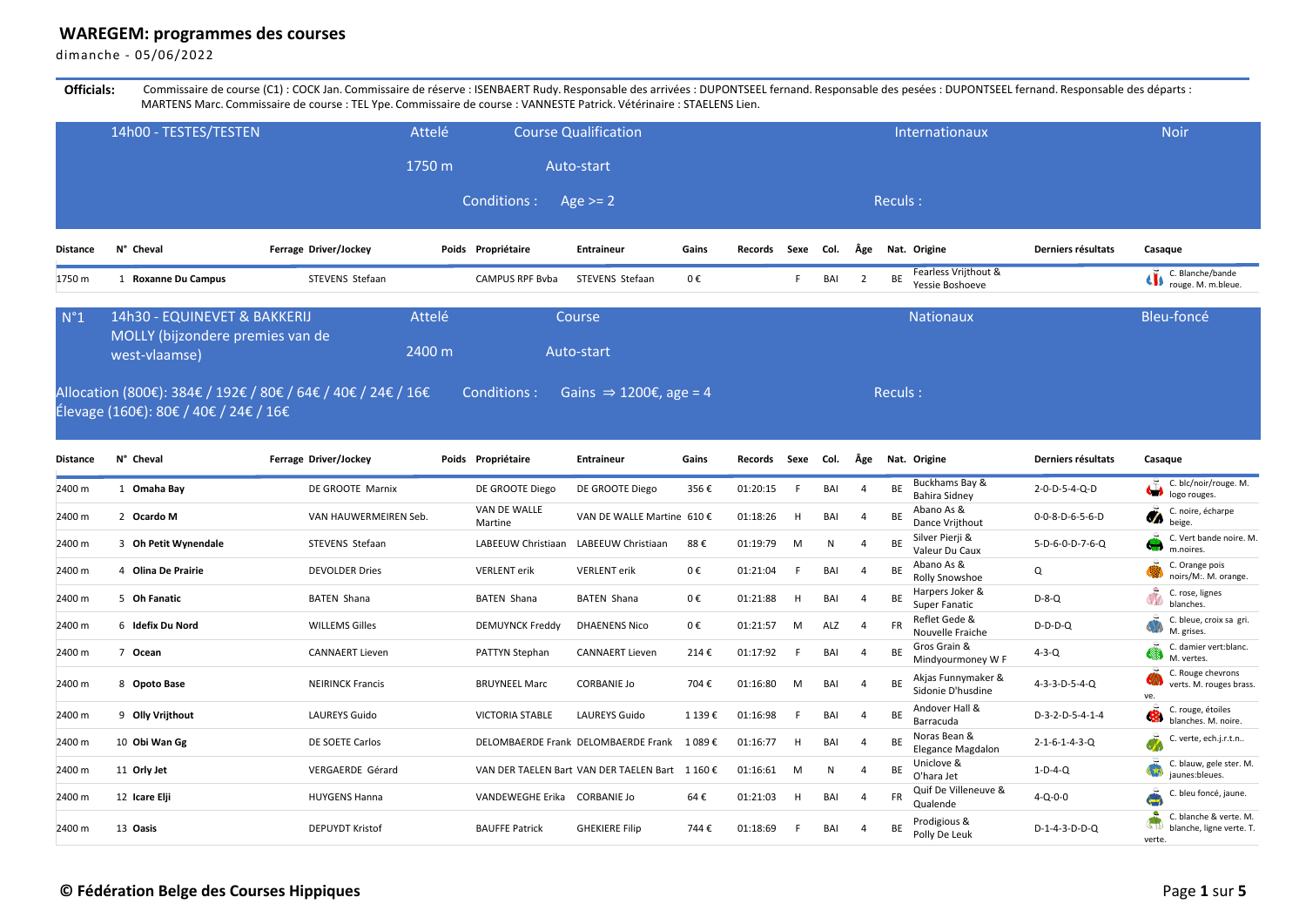# WAREGEM: programmes des courses

dimanche - 05/06/2022

**Officials:** Commissaire de course (C1) : COCK Jan. Commissaire de réserve : ISENBAERT Rudy. Responsable des arrivées : DUPONTSEEL fernand. Responsable des pesées : DUPONTSEEL fernand. Responsable des départs : MARTENS Marc. Commissaire de course : TEL Ype. Commissaire de course : VANNESTE Patrick. Vétérinaire : STAELENS Lien.

## 14h00 - TESTES/TESTEN

Attelé | Course Qualification | Internationaux | Noir

1750 m | Auto-start

Conditions : Age >= 2

Reculs :

| Distance | N° | Cheval | Ferrage | Driver/Jockey | Poids | Propriétaire | Entraineur | Gains | Records | Sexe | Col. | Âge | Nat. | Origine | Derniers résultats | Casaque |
|---|---|---|---|---|---|---|---|---|---|---|---|---|---|---|---|---|
| 1750 m | 1 | **Roxanne Du Campus** | | STEVENS Stefaan | | CAMPUS RPF Bvba | STEVENS Stefaan | 0 € | | F | BAI | 2 | BE | Fearless Vrijthout & Yessie Boshoeve | | C. Blanche/bande rouge. M. m.bleue. |

## N°1 14h30 - EQUINEVET & BAKKERIJ MOLLY (bijzondere premies van de west-vlaamse)

Attelé | Course | Nationaux | Bleu-foncé

2400 m | Auto-start

Allocation (800€): 384€ / 192€ / 80€ / 64€ / 40€ / 24€ / 16€
Élevage (160€): 80€ / 40€ / 24€ / 16€

Conditions : Gains ⇒ 1200€, age = 4

Reculs :

| Distance | N° | Cheval | Ferrage | Driver/Jockey | Poids | Propriétaire | Entraineur | Gains | Records | Sexe | Col. | Âge | Nat. | Origine | Derniers résultats | Casaque |
|---|---|---|---|---|---|---|---|---|---|---|---|---|---|---|---|---|
| 2400 m | 1 | **Omaha Bay** | | DE GROOTE Marnix | | DE GROOTE Diego | DE GROOTE Diego | 356 € | 01:20:15 | F | BAI | 4 | BE | Buckhams Bay & Bahira Sidney | 2-0-D-5-4-Q-D | C. blc/noir/rouge. M. logo rouges. |
| 2400 m | 2 | **Ocardo M** | | VAN HAUWERMEIREN Seb. | | VAN DE WALLE Martine | VAN DE WALLE Martine | 610 € | 01:18:26 | H | BAI | 4 | BE | Abano As & Dance Vrijthout | 0-0-8-D-6-5-6-D | C. noire, écharpe beige. |
| 2400 m | 3 | **Oh Petit Wynendale** | | STEVENS Stefaan | | LABEEUW Christiaan | LABEEUW Christiaan | 88 € | 01:19:79 | M | N | 4 | BE | Silver Pierji & Valeur Du Caux | 5-D-6-0-D-7-6-Q | C. Vert bande noire. M. m.noires. |
| 2400 m | 4 | **Olina De Prairie** | | DEVOLDER Dries | | VERLENT erik | VERLENT erik | 0 € | 01:21:04 | F | BAI | 4 | BE | Abano As & Rolly Snowshoe | Q | C. Orange pois noirs/M:. M. orange. |
| 2400 m | 5 | **Oh Fanatic** | | BATEN Shana | | BATEN Shana | BATEN Shana | 0 € | 01:21:88 | H | BAI | 4 | BE | Harpers Joker & Super Fanatic | D-8-Q | C. rose, lignes blanches. |
| 2400 m | 6 | **Idefix Du Nord** | | WILLEMS Gilles | | DEMUYNCK Freddy | DHAENENS Nico | 0 € | 01:21:57 | M | ALZ | 4 | FR | Reflet Gede & Nouvelle Fraiche | D-D-D-Q | C. bleue, croix sa gri. M. grises. |
| 2400 m | 7 | **Ocean** | | CANNAERT Lieven | | PATTYN Stephan | CANNAERT Lieven | 214 € | 01:17:92 | F | BAI | 4 | BE | Gros Grain & Mindyourmoney W F | 4-3-Q | C. damier vert:blanc. M. vertes. |
| 2400 m | 8 | **Opoto Base** | | NEIRINCK Francis | | BRUYNEEL Marc | CORBANIE Jo | 704 € | 01:16:80 | M | BAI | 4 | BE | Akjas Funnymaker & Sidonie D'husdine | 4-3-3-D-5-4-Q | C. Rouge chevrons verts. M. rouges brass. ve. |
| 2400 m | 9 | **Olly Vrijthout** | | LAUREYS Guido | | VICTORIA STABLE | LAUREYS Guido | 1 139 € | 01:16:98 | F | BAI | 4 | BE | Andover Hall & Barracuda | D-3-2-D-5-4-1-4 | C. rouge, étoiles blanches. M. noire. |
| 2400 m | 10 | **Obi Wan Gg** | | DE SOETE Carlos | | DELOMBAERDE Frank | DELOMBAERDE Frank | 1 089 € | 01:16:77 | H | BAI | 4 | BE | Noras Bean & Elegance Magdalon | 2-1-6-1-4-3-Q | C. verte, ech.j.r.t.n.. |
| 2400 m | 11 | **Orly Jet** | | VERGAERDE Gérard | | VAN DER TAELEN Bart | VAN DER TAELEN Bart | 1 160 € | 01:16:61 | M | N | 4 | BE | Uniclove & O'hara Jet | 1-D-4-Q | C. blauw, gele ster. M. jaunes:bleues. |
| 2400 m | 12 | **Icare Elji** | | HUYGENS Hanna | | VANDEWEGHE Erika | CORBANIE Jo | 64 € | 01:21:03 | H | BAI | 4 | FR | Quif De Villeneuve & Qualende | 4-Q-0-0 | C. bleu foncé, jaune. |
| 2400 m | 13 | **Oasis** | | DEPUYDT Kristof | | BAUFFE Patrick | GHEKIERE Filip | 744 € | 01:18:69 | F | BAI | 4 | BE | Prodigious & Polly De Leuk | D-1-4-3-D-D-Q | C. blanche & verte. M. blanche, ligne verte. T. verte. |

**© Fédération Belge des Courses Hippiques**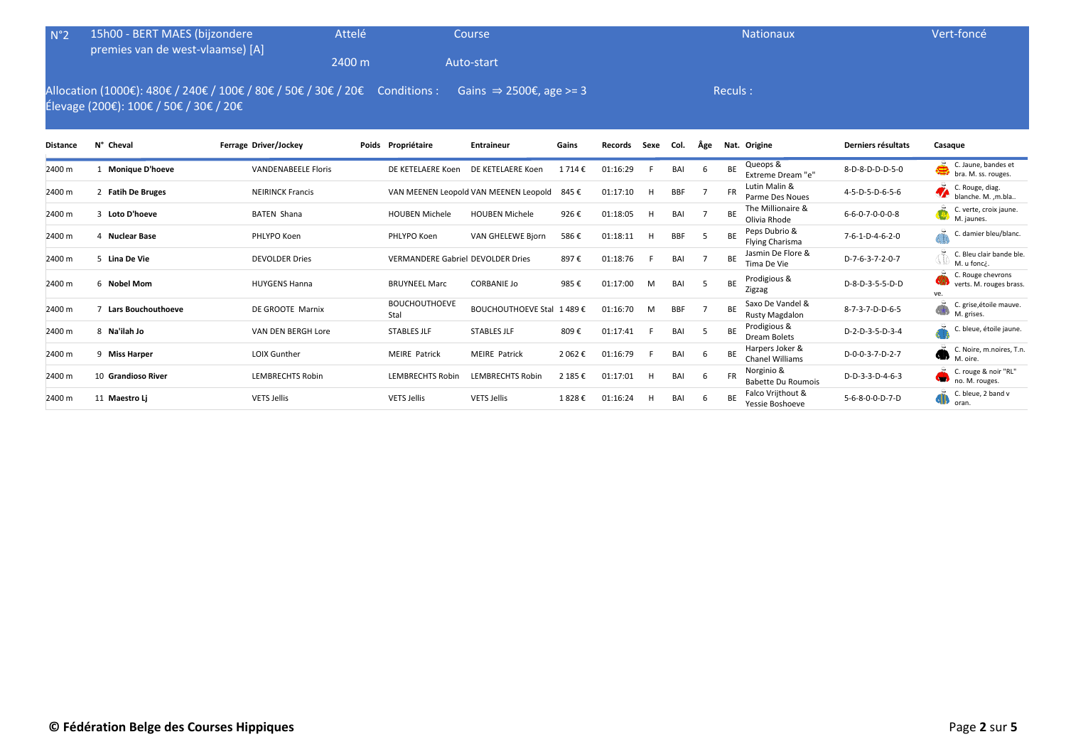## N°2 — 15h00 - BERT MAES (bijzondere premies van de west-vlaamse) [A]

Attelé — 2400 m — Course — Auto-start — Nationaux — Vert-foncé

Allocation (1000€): 480€ / 240€ / 100€ / 80€ / 50€ / 30€ / 20€ — Conditions : Gains ⇒ 2500€, age >= 3 — Reculs :

Élevage (200€): 100€ / 50€ / 30€ / 20€

| Distance | N° | Cheval | Ferrage | Driver/Jockey | Poids | Propriétaire | Entraineur | Gains | Records | Sexe | Col. | Âge | Nat. | Origine | Derniers résultats | Casaque |
|---|---|---|---|---|---|---|---|---|---|---|---|---|---|---|---|---|
| 2400 m | 1 | **Monique D'hoeve** | | VANDENABEELE Floris | | DE KETELAERE Koen | DE KETELAERE Koen | 1 714 € | 01:16:29 | F | BAI | 6 | BE | Queops & Extreme Dream "e" | 8-D-8-D-D-D-5-0 | C. Jaune, bandes et bra. M. ss. rouges. |
| 2400 m | 2 | **Fatih De Bruges** | | NEIRINCK Francis | | VAN MEENEN Leopold | VAN MEENEN Leopold | 845 € | 01:17:10 | H | BBF | 7 | FR | Lutin Malin & Parme Des Noues | 4-5-D-5-D-6-5-6 | C. Rouge, diag. blanche. M. ,m.bla.. |
| 2400 m | 3 | **Loto D'hoeve** | | BATEN Shana | | HOUBEN Michele | HOUBEN Michele | 926 € | 01:18:05 | H | BAI | 7 | BE | The Millionaire & Olivia Rhode | 6-6-0-7-0-0-0-8 | C. verte, croix jaune. M. jaunes. |
| 2400 m | 4 | **Nuclear Base** | | PHLYPO Koen | | PHLYPO Koen | VAN GHELEWE Bjorn | 586 € | 01:18:11 | H | BBF | 5 | BE | Peps Dubrio & Flying Charisma | 7-6-1-D-4-6-2-0 | C. damier bleu/blanc. |
| 2400 m | 5 | **Lina De Vie** | | DEVOLDER Dries | | VERMANDERE Gabriel | DEVOLDER Dries | 897 € | 01:18:76 | F | BAI | 7 | BE | Jasmin De Flore & Tima De Vie | D-7-6-3-7-2-0-7 | C. Bleu clair bande ble. M. u fonc¿. |
| 2400 m | 6 | **Nobel Mom** | | HUYGENS Hanna | | BRUYNEEL Marc | CORBANIE Jo | 985 € | 01:17:00 | M | BAI | 5 | BE | Prodigious & Zigzag | D-8-D-3-5-5-D-D | C. Rouge chevrons verts. M. rouges brass. ve. |
| 2400 m | 7 | **Lars Bouchouthoeve** | | DE GROOTE Marnix | | BOUCHOUTHOEVE Stal | BOUCHOUTHOEVE Stal | 1 489 € | 01:16:70 | M | BBF | 7 | BE | Saxo De Vandel & Rusty Magdalon | 8-7-3-7-D-D-6-5 | C. grise,étoile mauve. M. grises. |
| 2400 m | 8 | **Na'ilah Jo** | | VAN DEN BERGH Lore | | STABLES JLF | STABLES JLF | 809 € | 01:17:41 | F | BAI | 5 | BE | Prodigious & Dream Bolets | D-2-D-3-5-D-3-4 | C. bleue, étoile jaune. |
| 2400 m | 9 | **Miss Harper** | | LOIX Gunther | | MEIRE Patrick | MEIRE Patrick | 2 062 € | 01:16:79 | F | BAI | 6 | BE | Harpers Joker & Chanel Williams | D-0-0-3-7-D-2-7 | C. Noire, m.noires, T.n. M. oire. |
| 2400 m | 10 | **Grandioso River** | | LEMBRECHTS Robin | | LEMBRECHTS Robin | LEMBRECHTS Robin | 2 185 € | 01:17:01 | H | BAI | 6 | FR | Norginio & Babette Du Roumois | D-D-3-3-D-4-6-3 | C. rouge & noir "RL" no. M. rouges. |
| 2400 m | 11 | **Maestro Lj** | | VETS Jellis | | VETS Jellis | VETS Jellis | 1 828 € | 01:16:24 | H | BAI | 6 | BE | Falco Vrijthout & Yessie Boshoeve | 5-6-8-0-0-D-7-D | C. bleue, 2 band v oran. |

**© Fédération Belge des Courses Hippiques**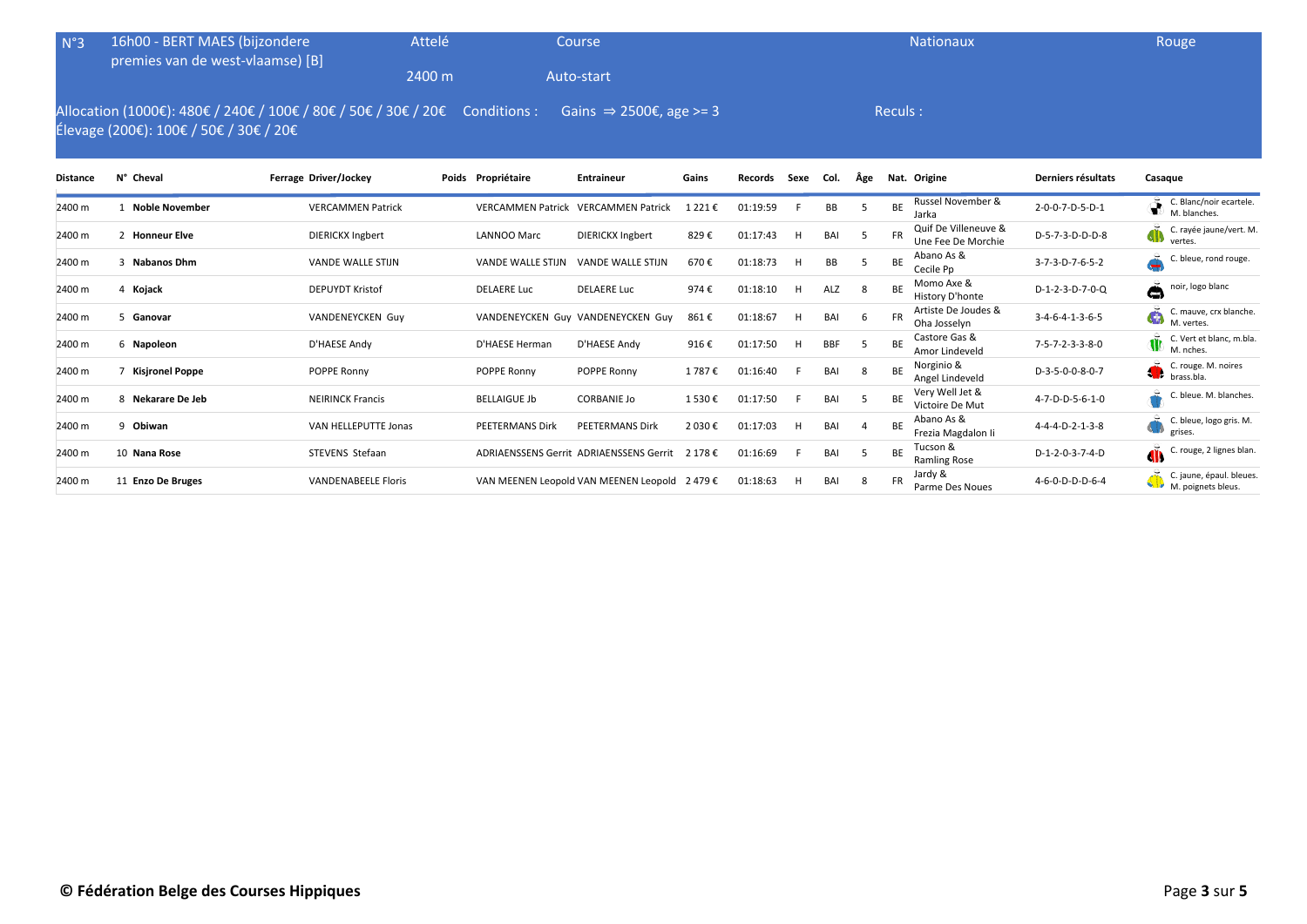| N°3 | 16h00 - BERT MAES (bijzondere premies van de west-vlaamse) [B] | Attelé 2400 m | Course Auto-start | Nationaux | Rouge |
|---|---|---|---|---|---|

Allocation (1000€): 480€ / 240€ / 100€ / 80€ / 50€ / 30€ / 20€
Élevage (200€): 100€ / 50€ / 30€ / 20€

Conditions : Gains ⇒ 2500€, age >= 3

Reculs :

| Distance | N° | Cheval | Ferrage | Driver/Jockey | Poids | Propriétaire | Entraineur | Gains | Records | Sexe | Col. | Âge | Nat. | Origine | Derniers résultats | Casaque |
|---|---|---|---|---|---|---|---|---|---|---|---|---|---|---|---|---|
| 2400 m | 1 | **Noble November** | | VERCAMMEN Patrick | | VERCAMMEN Patrick | VERCAMMEN Patrick | 1 221 € | 01:19:59 | F | BB | 5 | BE | Russel November & Jarka | 2-0-0-7-D-5-D-1 | C. Blanc/noir ecartele. M. blanches. |
| 2400 m | 2 | **Honneur Elve** | | DIERICKX Ingbert | | LANNOO Marc | DIERICKX Ingbert | 829 € | 01:17:43 | H | BAI | 5 | FR | Quif De Villeneuve & Une Fee De Morchie | D-5-7-3-D-D-D-8 | C. rayée jaune/vert. M. vertes. |
| 2400 m | 3 | **Nabanos Dhm** | | VANDE WALLE STIJN | | VANDE WALLE STIJN | VANDE WALLE STIJN | 670 € | 01:18:73 | H | BB | 5 | BE | Abano As & Cecile Pp | 3-7-3-D-7-6-5-2 | C. bleue, rond rouge. |
| 2400 m | 4 | **Kojack** | | DEPUYDT Kristof | | DELAERE Luc | DELAERE Luc | 974 € | 01:18:10 | H | ALZ | 8 | BE | Momo Axe & History D'honte | D-1-2-3-D-7-0-Q | noir, logo blanc |
| 2400 m | 5 | **Ganovar** | | VANDENEYCKEN Guy | | VANDENEYCKEN Guy | VANDENEYCKEN Guy | 861 € | 01:18:67 | H | BAI | 6 | FR | Artiste De Joudes & Oha Josselyn | 3-4-6-4-1-3-6-5 | C. mauve, crx blanche. M. vertes. |
| 2400 m | 6 | **Napoleon** | | D'HAESE Andy | | D'HAESE Herman | D'HAESE Andy | 916 € | 01:17:50 | H | BBF | 5 | BE | Castore Gas & Amor Lindeveld | 7-5-7-2-3-3-8-0 | C. Vert et blanc, m.bla. M. nches. |
| 2400 m | 7 | **Kisjronel Poppe** | | POPPE Ronny | | POPPE Ronny | POPPE Ronny | 1 787 € | 01:16:40 | F | BAI | 8 | BE | Norginio & Angel Lindeveld | D-3-5-0-0-8-0-7 | C. rouge. M. noires brass.bla. |
| 2400 m | 8 | **Nekarare De Jeb** | | NEIRINCK Francis | | BELLAIGUE Jb | CORBANIE Jo | 1 530 € | 01:17:50 | F | BAI | 5 | BE | Very Well Jet & Victoire De Mut | 4-7-D-D-5-6-1-0 | C. bleue. M. blanches. |
| 2400 m | 9 | **Obiwan** | | VAN HELLEPUTTE Jonas | | PEETERMANS Dirk | PEETERMANS Dirk | 2 030 € | 01:17:03 | H | BAI | 4 | BE | Abano As & Frezia Magdalon Ii | 4-4-4-D-2-1-3-8 | C. bleue, logo gris. M. grises. |
| 2400 m | 10 | **Nana Rose** | | STEVENS Stefaan | | ADRIAENSSENS Gerrit | ADRIAENSSENS Gerrit | 2 178 € | 01:16:69 | F | BAI | 5 | BE | Tucson & Ramling Rose | D-1-2-0-3-7-4-D | C. rouge, 2 lignes blan. |
| 2400 m | 11 | **Enzo De Bruges** | | VANDENABEELE Floris | | VAN MEENEN Leopold | VAN MEENEN Leopold | 2 479 € | 01:18:63 | H | BAI | 8 | FR | Jardy & Parme Des Noues | 4-6-0-D-D-D-6-4 | C. jaune, épaul. bleues. M. poignets bleus. |

**© Fédération Belge des Courses Hippiques**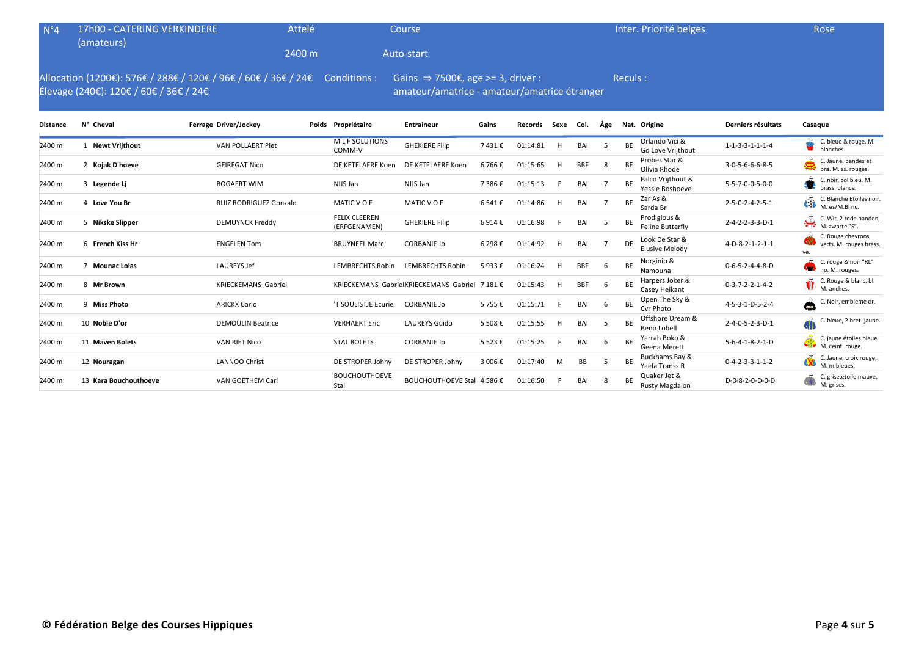| N°4 | 17h00 - CATERING VERKINDERE (amateurs) | Attelé | Course | Inter. Priorité belges | Rose |
|---|---|---|---|---|---|
| | | 2400 m | Auto-start | | |

Allocation (1200€): 576€ / 288€ / 120€ / 96€ / 60€ / 36€ / 24€
Élevage (240€): 120€ / 60€ / 36€ / 24€

Conditions : Gains ⇒ 7500€, age >= 3, driver : amateur/amatrice - amateur/amatrice étranger

Reculs :

| Distance | N° | Cheval | Ferrage | Driver/Jockey | Poids | Propriétaire | Entraineur | Gains | Records | Sexe | Col. | Âge | Nat. | Origine | Derniers résultats | Casaque |
|---|---|---|---|---|---|---|---|---|---|---|---|---|---|---|---|---|
| 2400 m | 1 | **Newt Vrijthout** | | VAN POLLAERT Piet | | M L F SOLUTIONS COMM-V | GHEKIERE Filip | 7 431 € | 01:14:81 | H | BAI | 5 | BE | Orlando Vici & Go Love Vrijthout | 1-1-3-3-1-1-1-4 | C. bleue & rouge. M. blanches. |
| 2400 m | 2 | **Kojak D'hoeve** | | GEIREGAT Nico | | DE KETELAERE Koen | DE KETELAERE Koen | 6 766 € | 01:15:65 | H | BBF | 8 | BE | Probes Star & Olivia Rhode | 3-0-5-6-6-6-8-5 | C. Jaune, bandes et bra. M. ss. rouges. |
| 2400 m | 3 | **Legende Lj** | | BOGAERT WIM | | NIJS Jan | NIJS Jan | 7 386 € | 01:15:13 | F | BAI | 7 | BE | Falco Vrijthout & Yessie Boshoeve | 5-5-7-0-0-5-0-0 | C. noir, col bleu. M. brass. blancs. |
| 2400 m | 4 | **Love You Br** | | RUIZ RODRIGUEZ Gonzalo | | MATIC V O F | MATIC V O F | 6 541 € | 01:14:86 | H | BAI | 7 | BE | Zar As & Sarda Br | 2-5-0-2-4-2-5-1 | C. Blanche Etoiles noir. M. es/M.Bl nc. |
| 2400 m | 5 | **Nikske Slipper** | | DEMUYNCK Freddy | | FELIX CLEEREN (ERFGENAMEN) | GHEKIERE Filip | 6 914 € | 01:16:98 | F | BAI | 5 | BE | Prodigious & Feline Butterfly | 2-4-2-2-3-3-D-1 | C. Wit, 2 rode banden,. M. zwarte "S". |
| 2400 m | 6 | **French Kiss Hr** | | ENGELEN Tom | | BRUYNEEL Marc | CORBANIE Jo | 6 298 € | 01:14:92 | H | BAI | 7 | DE | Look De Star & Elusive Melody | 4-D-8-2-1-2-1-1 | C. Rouge chevrons verts. M. rouges brass. ve. |
| 2400 m | 7 | **Mounac Lolas** | | LAUREYS Jef | | LEMBRECHTS Robin | LEMBRECHTS Robin | 5 933 € | 01:16:24 | H | BBF | 6 | BE | Norginio & Namouna | 0-6-5-2-4-4-8-D | C. rouge & noir "RL" no. M. rouges. |
| 2400 m | 8 | **Mr Brown** | | KRIECKEMANS Gabriel | | KRIECKEMANS Gabriel | KRIECKEMANS Gabriel | 7 181 € | 01:15:43 | H | BBF | 6 | BE | Harpers Joker & Casey Heikant | 0-3-7-2-2-1-4-2 | C. Rouge & blanc, bl. M. anches. |
| 2400 m | 9 | **Miss Photo** | | ARICKX Carlo | | 'T SOULISTJE Ecurie | CORBANIE Jo | 5 755 € | 01:15:71 | F | BAI | 6 | BE | Open The Sky & Cvr Photo | 4-5-3-1-D-5-2-4 | C. Noir, embleme or. |
| 2400 m | 10 | **Noble D'or** | | DEMOULIN Beatrice | | VERHAERT Eric | LAUREYS Guido | 5 508 € | 01:15:55 | H | BAI | 5 | BE | Offshore Dream & Beno Lobell | 2-4-0-5-2-3-D-1 | C. bleue, 2 bret. jaune. |
| 2400 m | 11 | **Maven Bolets** | | VAN RIET Nico | | STAL BOLETS | CORBANIE Jo | 5 523 € | 01:15:25 | F | BAI | 6 | BE | Yarrah Boko & Geena Merett | 5-6-4-1-8-2-1-D | C. jaune étoiles bleue. M. ceint. rouge. |
| 2400 m | 12 | **Nouragan** | | LANNOO Christ | | DE STROPER Johny | DE STROPER Johny | 3 006 € | 01:17:40 | M | BB | 5 | BE | Buckhams Bay & Yaela Transs R | 0-4-2-3-3-1-1-2 | C. Jaune, croix rouge,. M. m.bleues. |
| 2400 m | 13 | **Kara Bouchouthoeve** | | VAN GOETHEM Carl | | BOUCHOUTHOEVE Stal | BOUCHOUTHOEVE Stal | 4 586 € | 01:16:50 | F | BAI | 8 | BE | Quaker Jet & Rusty Magdalon | D-0-8-2-0-D-0-D | C. grise,étoile mauve. M. grises. |

**© Fédération Belge des Courses Hippiques**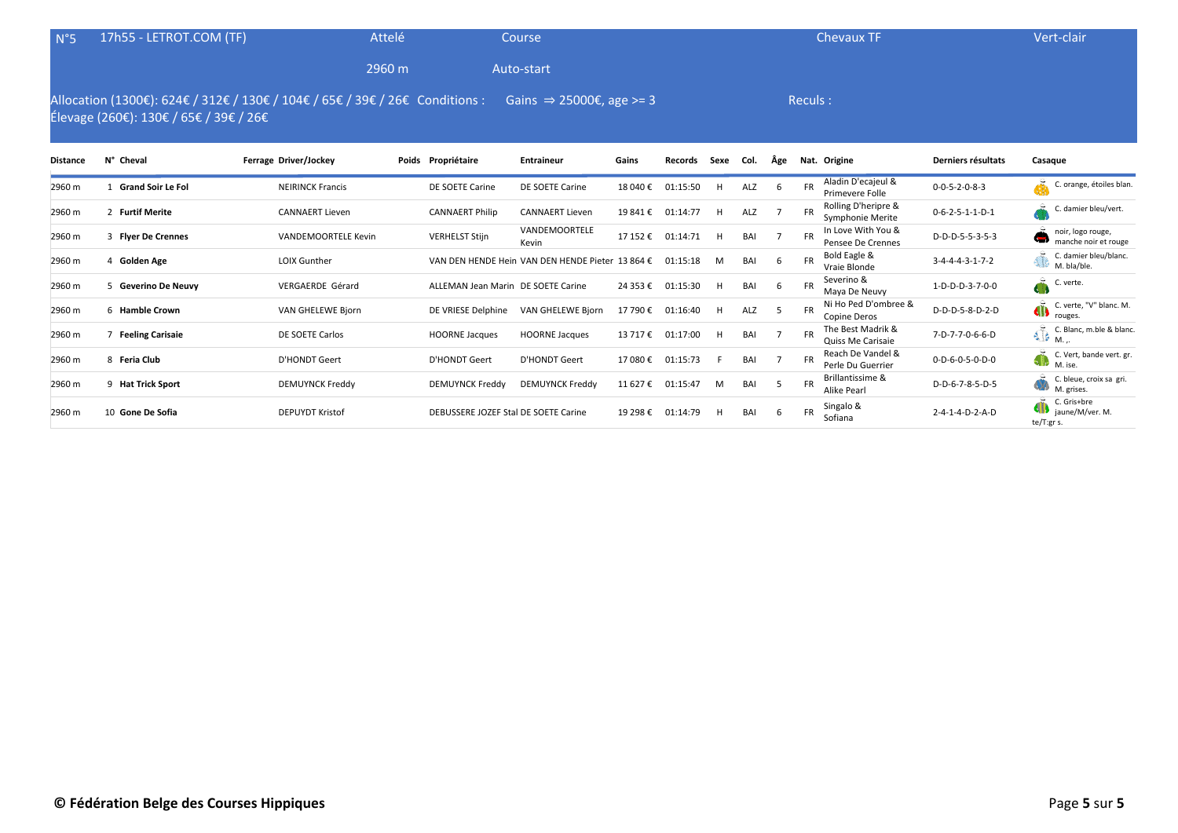| N°5 | 17h55 - LETROT.COM (TF) | Attelé | Course | Chevaux TF | Vert-clair |
|---|---|---|---|---|---|
| | | 2960 m | Auto-start | | |

Allocation (1300€): 624€ / 312€ / 130€ / 104€ / 65€ / 39€ / 26€ Conditions : Gains ⇒ 25000€, age >= 3 Reculs :
Élevage (260€): 130€ / 65€ / 39€ / 26€

| Distance | N° | Cheval | Ferrage | Driver/Jockey | Poids | Propriétaire | Entraineur | Gains | Records | Sexe | Col. | Âge | Nat. | Origine | Derniers résultats | Casaque |
|---|---|---|---|---|---|---|---|---|---|---|---|---|---|---|---|---|
| 2960 m | 1 | **Grand Soir Le Fol** | | NEIRINCK Francis | | DE SOETE Carine | DE SOETE Carine | 18 040 € | 01:15:50 | H | ALZ | 6 | FR | Aladin D'ecajeul & Primevere Folle | 0-0-5-2-0-8-3 | C. orange, étoiles blan. |
| 2960 m | 2 | **Furtif Merite** | | CANNAERT Lieven | | CANNAERT Philip | CANNAERT Lieven | 19 841 € | 01:14:77 | H | ALZ | 7 | FR | Rolling D'heripre & Symphonie Merite | 0-6-2-5-1-1-D-1 | C. damier bleu/vert. |
| 2960 m | 3 | **Flyer De Crennes** | | VANDEMOORTELE Kevin | | VERHELST Stijn | VANDEMOORTELE Kevin | 17 152 € | 01:14:71 | H | BAI | 7 | FR | In Love With You & Pensee De Crennes | D-D-D-5-5-3-5-3 | noir, logo rouge, manche noir et rouge |
| 2960 m | 4 | **Golden Age** | | LOIX Gunther | | VAN DEN HENDE Hein | VAN DEN HENDE Pieter | 13 864 € | 01:15:18 | M | BAI | 6 | FR | Bold Eagle & Vraie Blonde | 3-4-4-4-3-1-7-2 | C. damier bleu/blanc. M. bla/ble. |
| 2960 m | 5 | **Geverino De Neuvy** | | VERGAERDE Gérard | | ALLEMAN Jean Marin | DE SOETE Carine | 24 353 € | 01:15:30 | H | BAI | 6 | FR | Severino & Maya De Neuvy | 1-D-D-D-3-7-0-0 | C. verte. |
| 2960 m | 6 | **Hamble Crown** | | VAN GHELEWE Bjorn | | DE VRIESE Delphine | VAN GHELEWE Bjorn | 17 790 € | 01:16:40 | H | ALZ | 5 | FR | Ni Ho Ped D'ombree & Copine Deros | D-D-D-5-8-D-2-D | C. verte, "V" blanc. M. rouges. |
| 2960 m | 7 | **Feeling Carisaie** | | DE SOETE Carlos | | HOORNE Jacques | HOORNE Jacques | 13 717 € | 01:17:00 | H | BAI | 7 | FR | The Best Madrik & Quiss Me Carisaie | 7-D-7-7-0-6-6-D | C. Blanc, m.ble & blanc. M. ,. |
| 2960 m | 8 | **Feria Club** | | D'HONDT Geert | | D'HONDT Geert | D'HONDT Geert | 17 080 € | 01:15:73 | F | BAI | 7 | FR | Reach De Vandel & Perle Du Guerrier | 0-D-6-0-5-0-D-0 | C. Vert, bande vert. gr. M. ise. |
| 2960 m | 9 | **Hat Trick Sport** | | DEMUYNCK Freddy | | DEMUYNCK Freddy | DEMUYNCK Freddy | 11 627 € | 01:15:47 | M | BAI | 5 | FR | Brillantissime & Alike Pearl | D-D-6-7-8-5-D-5 | C. bleue, croix sa gri. M. grises. |
| 2960 m | 10 | **Gone De Sofia** | | DEPUYDT Kristof | | DEBUSSERE JOZEF Stal | DE SOETE Carine | 19 298 € | 01:14:79 | H | BAI | 6 | FR | Singalo & Sofiana | 2-4-1-4-D-2-A-D | C. Gris+bre jaune/M/ver. M. te/T:gr s. |

**© Fédération Belge des Courses Hippiques**